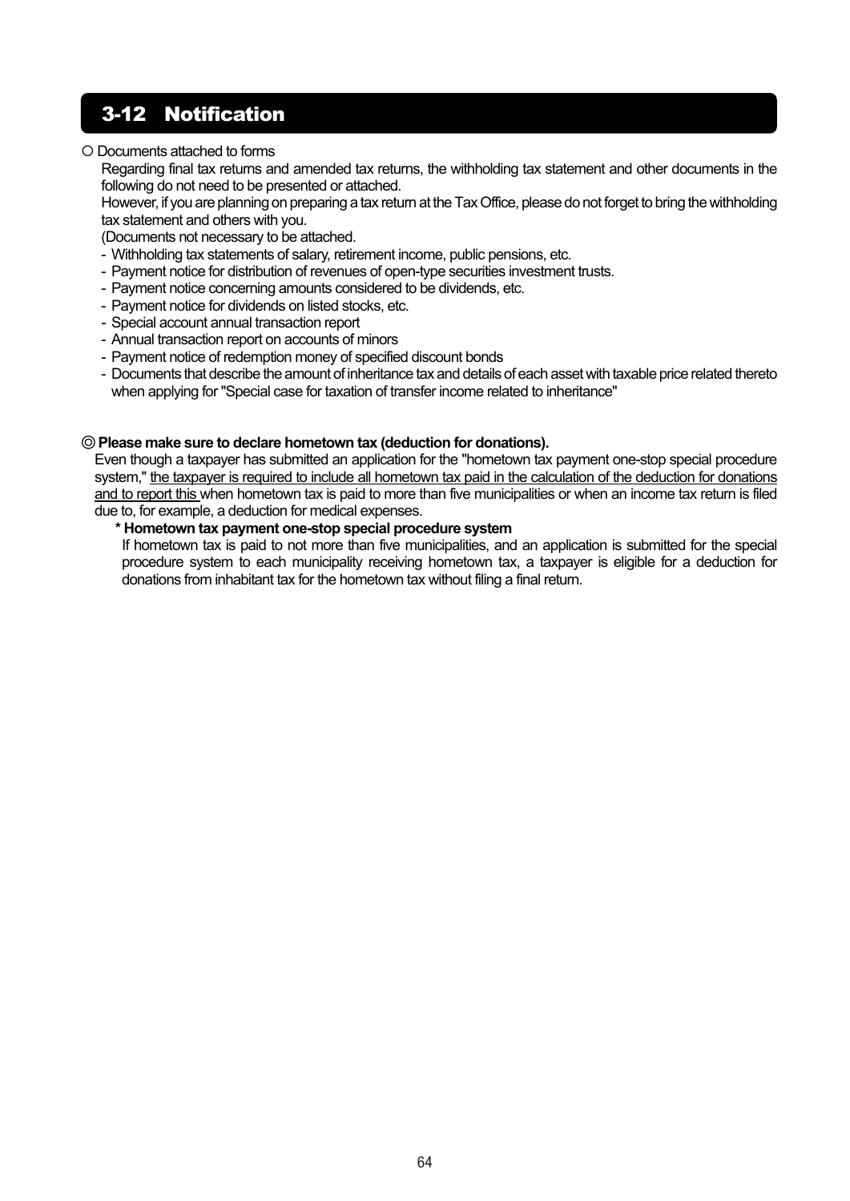## 3-12 Notification

○ Documents attached to forms

Regarding final tax returns and amended tax returns, the withholding tax statement and other documents in the following do not need to be presented or attached.

However, if you are planning on preparing a tax return at the Tax Office, please do not forget to bring the withholding tax statement and others with you.

(Documents not necessary to be attached.

- Withholding tax statements of salary, retirement income, public pensions, etc.
- Payment notice for distribution of revenues of open-type securities investment trusts.
- Payment notice concerning amounts considered to be dividends, etc.
- Payment notice for dividends on listed stocks, etc.
- Special account annual transaction report
- Annual transaction report on accounts of minors
- Payment notice of redemption money of specified discount bonds
- Documents that describe the amount of inheritance tax and details of each asset with taxable price related thereto when applying for "Special case for taxation of transfer income related to inheritance"

◎ **Please make sure to declare hometown tax (deduction for donations).**

Even though a taxpayer has submitted an application for the "hometown tax payment one-stop special procedure system," <u>the taxpayer is required to include all hometown tax paid in the calculation of the deduction for donations and to report this</u> when hometown tax is paid to more than five municipalities or when an income tax return is filed due to, for example, a deduction for medical expenses.

**\* Hometown tax payment one-stop special procedure system**

If hometown tax is paid to not more than five municipalities, and an application is submitted for the special procedure system to each municipality receiving hometown tax, a taxpayer is eligible for a deduction for donations from inhabitant tax for the hometown tax without filing a final return.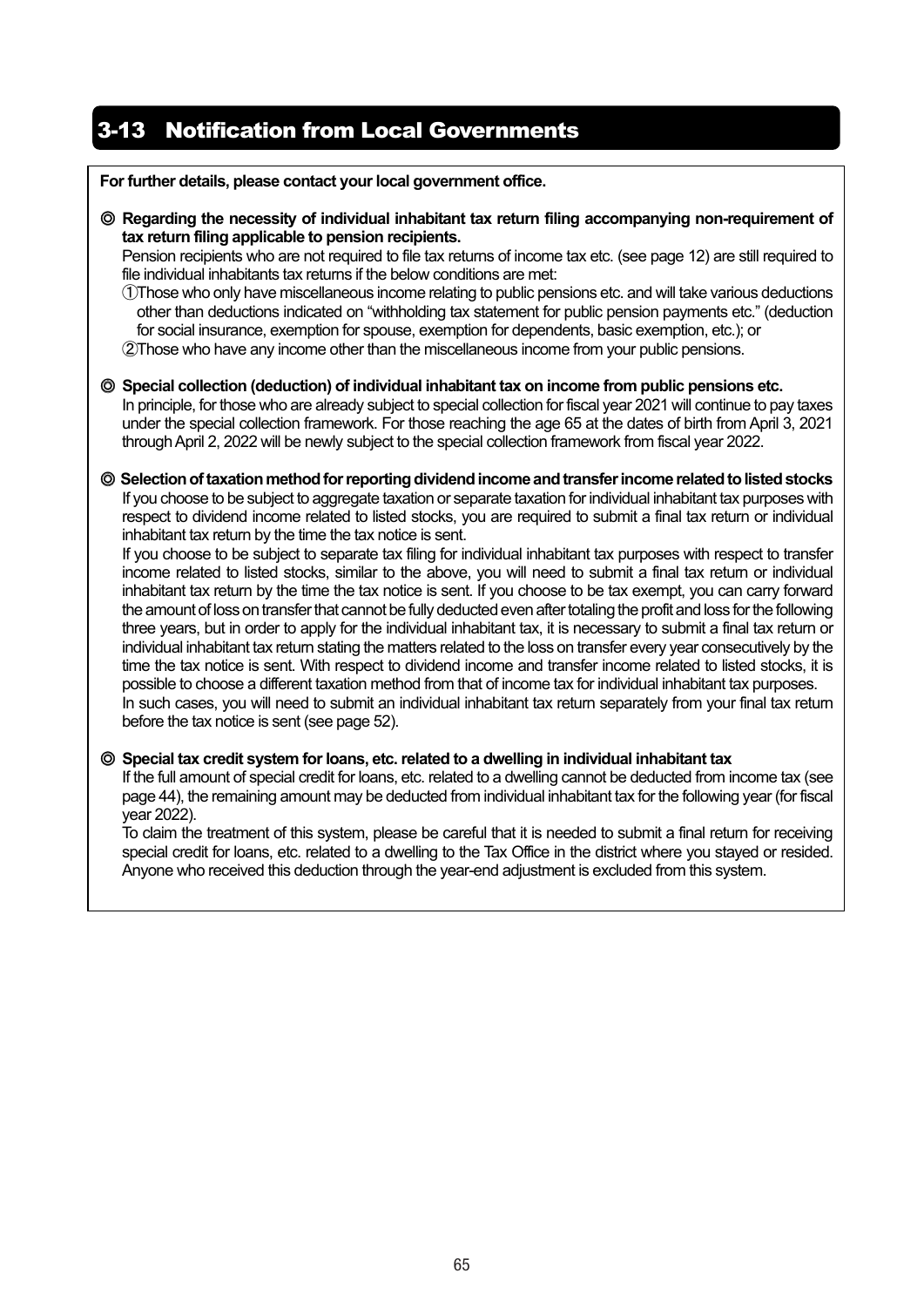## 3-13 Notification from Local Governments

**For further details, please contact your local government office.**

◎ **Regarding the necessity of individual inhabitant tax return filing accompanying non-requirement of tax return filing applicable to pension recipients.**

Pension recipients who are not required to file tax returns of income tax etc. (see page 12) are still required to file individual inhabitants tax returns if the below conditions are met:

①Those who only have miscellaneous income relating to public pensions etc. and will take various deductions other than deductions indicated on "withholding tax statement for public pension payments etc." (deduction for social insurance, exemption for spouse, exemption for dependents, basic exemption, etc.); or

②Those who have any income other than the miscellaneous income from your public pensions.

◎ **Special collection (deduction) of individual inhabitant tax on income from public pensions etc.**

In principle, for those who are already subject to special collection for fiscal year 2021 will continue to pay taxes under the special collection framework. For those reaching the age 65 at the dates of birth from April 3, 2021 through April 2, 2022 will be newly subject to the special collection framework from fiscal year 2022.

◎ **Selection of taxation method for reporting dividend income and transfer income related to listed stocks**

If you choose to be subject to aggregate taxation or separate taxation for individual inhabitant tax purposes with respect to dividend income related to listed stocks, you are required to submit a final tax return or individual inhabitant tax return by the time the tax notice is sent.

If you choose to be subject to separate tax filing for individual inhabitant tax purposes with respect to transfer income related to listed stocks, similar to the above, you will need to submit a final tax return or individual inhabitant tax return by the time the tax notice is sent. If you choose to be tax exempt, you can carry forward the amount of loss on transfer that cannot be fully deducted even after totaling the profit and loss for the following three years, but in order to apply for the individual inhabitant tax, it is necessary to submit a final tax return or individual inhabitant tax return stating the matters related to the loss on transfer every year consecutively by the time the tax notice is sent. With respect to dividend income and transfer income related to listed stocks, it is possible to choose a different taxation method from that of income tax for individual inhabitant tax purposes.

In such cases, you will need to submit an individual inhabitant tax return separately from your final tax return before the tax notice is sent (see page 52).

◎ **Special tax credit system for loans, etc. related to a dwelling in individual inhabitant tax**

If the full amount of special credit for loans, etc. related to a dwelling cannot be deducted from income tax (see page 44), the remaining amount may be deducted from individual inhabitant tax for the following year (for fiscal year 2022).

To claim the treatment of this system, please be careful that it is needed to submit a final return for receiving special credit for loans, etc. related to a dwelling to the Tax Office in the district where you stayed or resided. Anyone who received this deduction through the year-end adjustment is excluded from this system.